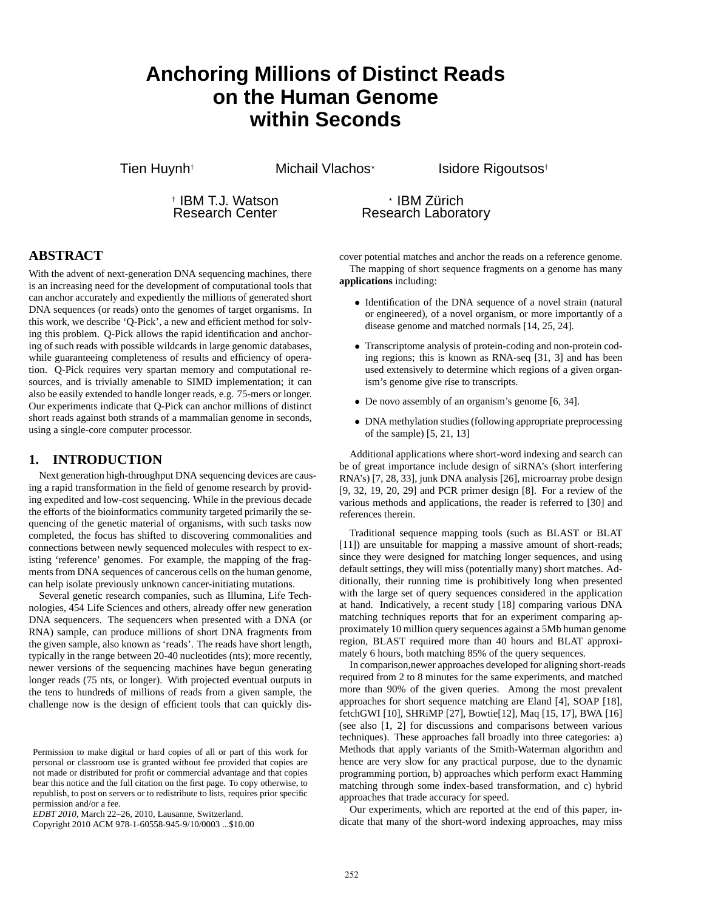# Anchoring Millions of Distinct Reads on the Human Genome within Seconds

Tien Huynh[†] Michail Vlachos[⋆] Isidore Rigoutsos[†]

[†] IBM T.J. Watson Research Center

[⋆] IBM Zürich Research Laboratory

## ABSTRACT

With the advent of next-generation DNA sequencing machines, there is an increasing need for the development of computational tools that can anchor accurately and expediently the millions of generated short DNA sequences (or reads) onto the genomes of target organisms. In this work, we describe 'Q-Pick', a new and efficient method for solving this problem. Q-Pick allows the rapid identification and anchoring of such reads with possible wildcards in large genomic databases, while guaranteeing completeness of results and efficiency of operation. Q-Pick requires very spartan memory and computational resources, and is trivially amenable to SIMD implementation; it can also be easily extended to handle longer reads, e.g. 75-mers or longer. Our experiments indicate that Q-Pick can anchor millions of distinct short reads against both strands of a mammalian genome in seconds, using a single-core computer processor.

## 1. INTRODUCTION

Next generation high-throughput DNA sequencing devices are causing a rapid transformation in the field of genome research by providing expedited and low-cost sequencing. While in the previous decade the efforts of the bioinformatics community targeted primarily the sequencing of the genetic material of organisms, with such tasks now completed, the focus has shifted to discovering commonalities and connections between newly sequenced molecules with respect to existing 'reference' genomes. For example, the mapping of the fragments from DNA sequences of cancerous cells on the human genome, can help isolate previously unknown cancer-initiating mutations.

Several genetic research companies, such as Illumina, Life Technologies, 454 Life Sciences and others, already offer new generation DNA sequencers. The sequencers when presented with a DNA (or RNA) sample, can produce millions of short DNA fragments from the given sample, also known as 'reads'. The reads have short length, typically in the range between 20-40 nucleotides (nts); more recently, newer versions of the sequencing machines have begun generating longer reads (75 nts, or longer). With projected eventual outputs in the tens to hundreds of millions of reads from a given sample, the challenge now is the design of efficient tools that can quickly discover potential matches and anchor the reads on a reference genome.

The mapping of short sequence fragments on a genome has many **applications** including:

- Identification of the DNA sequence of a novel strain (natural or engineered), of a novel organism, or more importantly of a disease genome and matched normals [14, 25, 24].
- Transcriptome analysis of protein-coding and non-protein coding regions; this is known as RNA-seq [31, 3] and has been used extensively to determine which regions of a given organism's genome give rise to transcripts.
- De novo assembly of an organism's genome [6, 34].
- DNA methylation studies (following appropriate preprocessing of the sample) [5, 21, 13]

Additional applications where short-word indexing and search can be of great importance include design of siRNA's (short interfering RNA's) [7, 28, 33], junk DNA analysis [26], microarray probe design [9, 32, 19, 20, 29] and PCR primer design [8]. For a review of the various methods and applications, the reader is referred to [30] and references therein.

Traditional sequence mapping tools (such as BLAST or BLAT [11]) are unsuitable for mapping a massive amount of short-reads; since they were designed for matching longer sequences, and using default settings, they will miss (potentially many) short matches. Additionally, their running time is prohibitively long when presented with the large set of query sequences considered in the application at hand. Indicatively, a recent study [18] comparing various DNA matching techniques reports that for an experiment comparing approximately 10 million query sequences against a 5Mb human genome region, BLAST required more than 40 hours and BLAT approximately 6 hours, both matching 85% of the query sequences.

In comparison,newer approaches developed for aligning short-reads required from 2 to 8 minutes for the same experiments, and matched more than 90% of the given queries. Among the most prevalent approaches for short sequence matching are Eland [4], SOAP [18], fetchGWI [10], SHRiMP [27], Bowtie[12], Maq [15, 17], BWA [16] (see also [1, 2] for discussions and comparisons between various techniques). These approaches fall broadly into three categories: a) Methods that apply variants of the Smith-Waterman algorithm and hence are very slow for any practical purpose, due to the dynamic programming portion, b) approaches which perform exact Hamming matching through some index-based transformation, and c) hybrid approaches that trade accuracy for speed.

Our experiments, which are reported at the end of this paper, indicate that many of the short-word indexing approaches, may miss

Permission to make digital or hard copies of all or part of this work for personal or classroom use is granted without fee provided that copies are not made or distributed for profit or commercial advantage and that copies bear this notice and the full citation on the first page. To copy otherwise, to republish, to post on servers or to redistribute to lists, requires prior specific permission and/or a fee.
*EDBT 2010*, March 22–26, 2010, Lausanne, Switzerland.
Copyright 2010 ACM 978-1-60558-945-9/10/0003 ...$10.00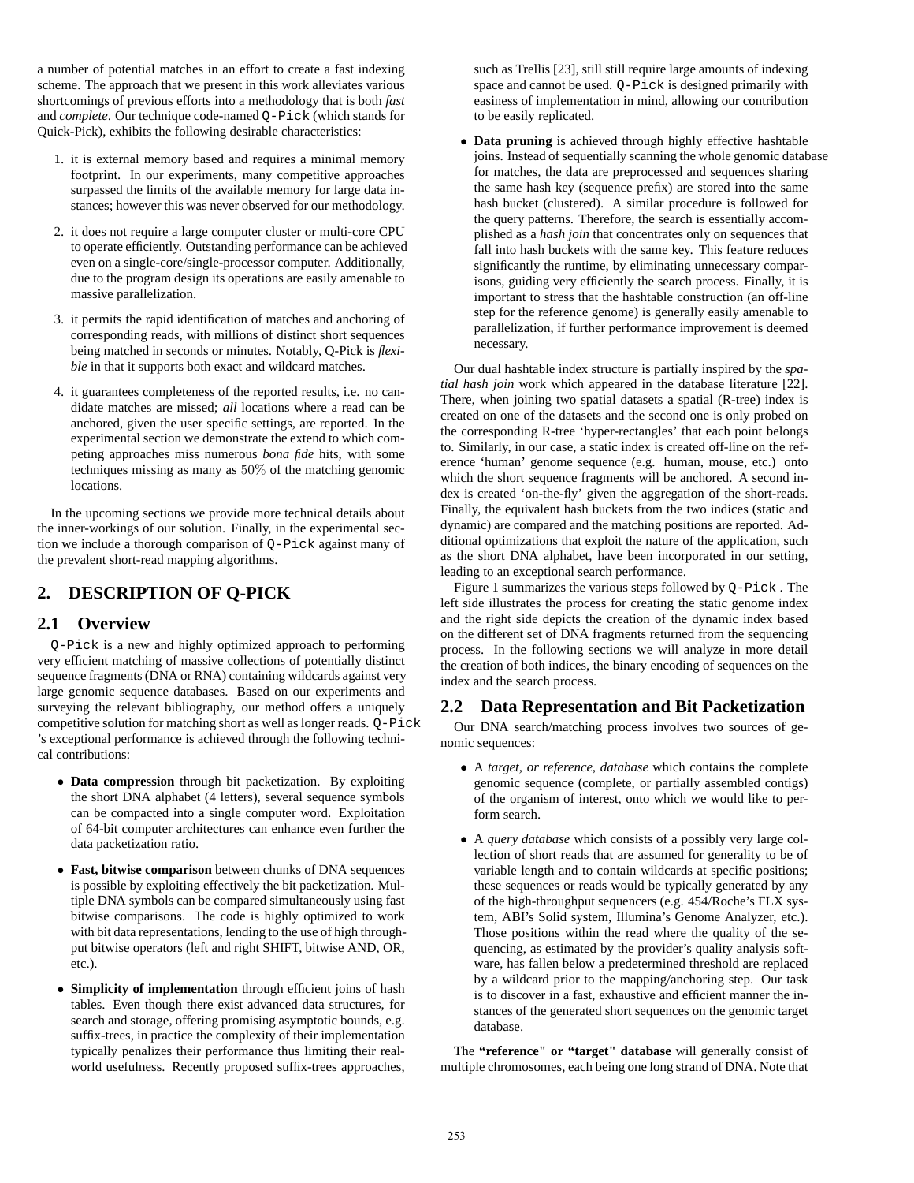a number of potential matches in an effort to create a fast indexing scheme. The approach that we present in this work alleviates various shortcomings of previous efforts into a methodology that is both *fast* and *complete*. Our technique code-named `Q-Pick` (which stands for Quick-Pick), exhibits the following desirable characteristics:

1. it is external memory based and requires a minimal memory footprint. In our experiments, many competitive approaches surpassed the limits of the available memory for large data instances; however this was never observed for our methodology.
2. it does not require a large computer cluster or multi-core CPU to operate efficiently. Outstanding performance can be achieved even on a single-core/single-processor computer. Additionally, due to the program design its operations are easily amenable to massive parallelization.
3. it permits the rapid identification of matches and anchoring of corresponding reads, with millions of distinct short sequences being matched in seconds or minutes. Notably, Q-Pick is *flexible* in that it supports both exact and wildcard matches.
4. it guarantees completeness of the reported results, i.e. no candidate matches are missed; *all* locations where a read can be anchored, given the user specific settings, are reported. In the experimental section we demonstrate the extend to which competing approaches miss numerous *bona fide* hits, with some techniques missing as many as $50\%$ of the matching genomic locations.

In the upcoming sections we provide more technical details about the inner-workings of our solution. Finally, in the experimental section we include a thorough comparison of `Q-Pick` against many of the prevalent short-read mapping algorithms.

## 2. DESCRIPTION OF Q-PICK

### 2.1 Overview

`Q-Pick` is a new and highly optimized approach to performing very efficient matching of massive collections of potentially distinct sequence fragments (DNA or RNA) containing wildcards against very large genomic sequence databases. Based on our experiments and surveying the relevant bibliography, our method offers a uniquely competitive solution for matching short as well as longer reads. `Q-Pick` 's exceptional performance is achieved through the following technical contributions:

- **Data compression** through bit packetization. By exploiting the short DNA alphabet (4 letters), several sequence symbols can be compacted into a single computer word. Exploitation of 64-bit computer architectures can enhance even further the data packetization ratio.
- **Fast, bitwise comparison** between chunks of DNA sequences is possible by exploiting effectively the bit packetization. Multiple DNA symbols can be compared simultaneously using fast bitwise comparisons. The code is highly optimized to work with bit data representations, lending to the use of high throughput bitwise operators (left and right SHIFT, bitwise AND, OR, etc.).
- **Simplicity of implementation** through efficient joins of hash tables. Even though there exist advanced data structures, for search and storage, offering promising asymptotic bounds, e.g. suffix-trees, in practice the complexity of their implementation typically penalizes their performance thus limiting their real-world usefulness. Recently proposed suffix-trees approaches, such as Trellis [23], still still require large amounts of indexing space and cannot be used. `Q-Pick` is designed primarily with easiness of implementation in mind, allowing our contribution to be easily replicated.
- **Data pruning** is achieved through highly effective hashtable joins. Instead of sequentially scanning the whole genomic database for matches, the data are preprocessed and sequences sharing the same hash key (sequence prefix) are stored into the same hash bucket (clustered). A similar procedure is followed for the query patterns. Therefore, the search is essentially accomplished as a *hash join* that concentrates only on sequences that fall into hash buckets with the same key. This feature reduces significantly the runtime, by eliminating unnecessary comparisons, guiding very efficiently the search process. Finally, it is important to stress that the hashtable construction (an off-line step for the reference genome) is generally easily amenable to parallelization, if further performance improvement is deemed necessary.

Our dual hashtable index structure is partially inspired by the *spatial hash join* work which appeared in the database literature [22]. There, when joining two spatial datasets a spatial (R-tree) index is created on one of the datasets and the second one is only probed on the corresponding R-tree 'hyper-rectangles' that each point belongs to. Similarly, in our case, a static index is created off-line on the reference 'human' genome sequence (e.g. human, mouse, etc.) onto which the short sequence fragments will be anchored. A second index is created 'on-the-fly' given the aggregation of the short-reads. Finally, the equivalent hash buckets from the two indices (static and dynamic) are compared and the matching positions are reported. Additional optimizations that exploit the nature of the application, such as the short DNA alphabet, have been incorporated in our setting, leading to an exceptional search performance.

Figure 1 summarizes the various steps followed by `Q-Pick` . The left side illustrates the process for creating the static genome index and the right side depicts the creation of the dynamic index based on the different set of DNA fragments returned from the sequencing process. In the following sections we will analyze in more detail the creation of both indices, the binary encoding of sequences on the index and the search process.

### 2.2 Data Representation and Bit Packetization

Our DNA search/matching process involves two sources of genomic sequences:

- A *target, or reference, database* which contains the complete genomic sequence (complete, or partially assembled contigs) of the organism of interest, onto which we would like to perform search.
- A *query database* which consists of a possibly very large collection of short reads that are assumed for generality to be of variable length and to contain wildcards at specific positions; these sequences or reads would be typically generated by any of the high-throughput sequencers (e.g. 454/Roche's FLX system, ABI's Solid system, Illumina's Genome Analyzer, etc.). Those positions within the read where the quality of the sequencing, as estimated by the provider's quality analysis software, has fallen below a predetermined threshold are replaced by a wildcard prior to the mapping/anchoring step. Our task is to discover in a fast, exhaustive and efficient manner the instances of the generated short sequences on the genomic target database.

The **"reference" or "target" database** will generally consist of multiple chromosomes, each being one long strand of DNA. Note that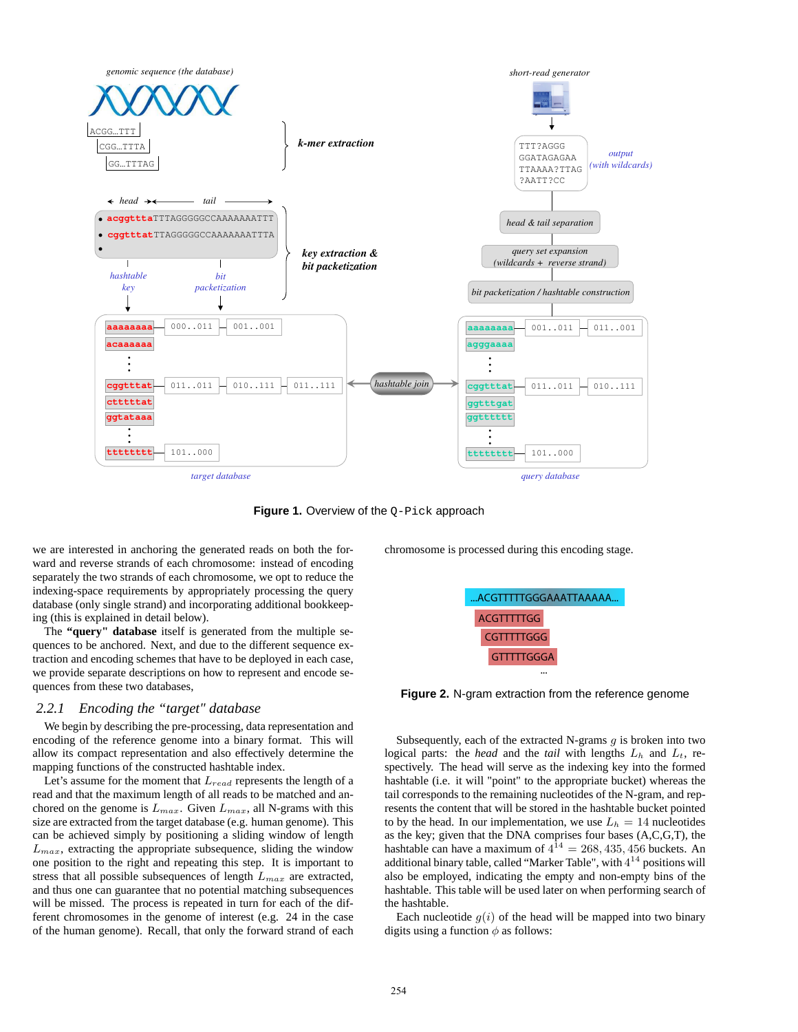Figure 1. Overview of the Q-Pick approach

we are interested in anchoring the generated reads on both the forward and reverse strands of each chromosome: instead of encoding separately the two strands of each chromosome, we opt to reduce the indexing-space requirements by appropriately processing the query database (only single strand) and incorporating additional bookkeeping (this is explained in detail below).

The **"query" database** itself is generated from the multiple sequences to be anchored. Next, and due to the different sequence extraction and encoding schemes that have to be deployed in each case, we provide separate descriptions on how to represent and encode sequences from these two databases,

### 2.2.1 *Encoding the "target" database*

We begin by describing the pre-processing, data representation and encoding of the reference genome into a binary format. This will allow its compact representation and also effectively determine the mapping functions of the constructed hashtable index.

Let's assume for the moment that $L_{read}$ represents the length of a read and that the maximum length of all reads to be matched and anchored on the genome is $L_{max}$. Given $L_{max}$, all N-grams with this size are extracted from the target database (e.g. human genome). This can be achieved simply by positioning a sliding window of length $L_{max}$, extracting the appropriate subsequence, sliding the window one position to the right and repeating this step. It is important to stress that all possible subsequences of length $L_{max}$ are extracted, and thus one can guarantee that no potential matching subsequences will be missed. The process is repeated in turn for each of the different chromosomes in the genome of interest (e.g. 24 in the case of the human genome). Recall, that only the forward strand of each chromosome is processed during this encoding stage.

Figure 2. N-gram extraction from the reference genome

Subsequently, each of the extracted N-grams $g$ is broken into two logical parts: the *head* and the *tail* with lengths $L_h$ and $L_t$, respectively. The head will serve as the indexing key into the formed hashtable (i.e. it will "point" to the appropriate bucket) whereas the tail corresponds to the remaining nucleotides of the N-gram, and represents the content that will be stored in the hashtable bucket pointed to by the head. In our implementation, we use $L_h = 14$ nucleotides as the key; given that the DNA comprises four bases (A,C,G,T), the hashtable can have a maximum of $4^{14} = 268,435,456$ buckets. An additional binary table, called "Marker Table", with $4^{14}$ positions will also be employed, indicating the empty and non-empty bins of the hashtable. This table will be used later on when performing search of the hashtable.

Each nucleotide $g(i)$ of the head will be mapped into two binary digits using a function $\phi$ as follows: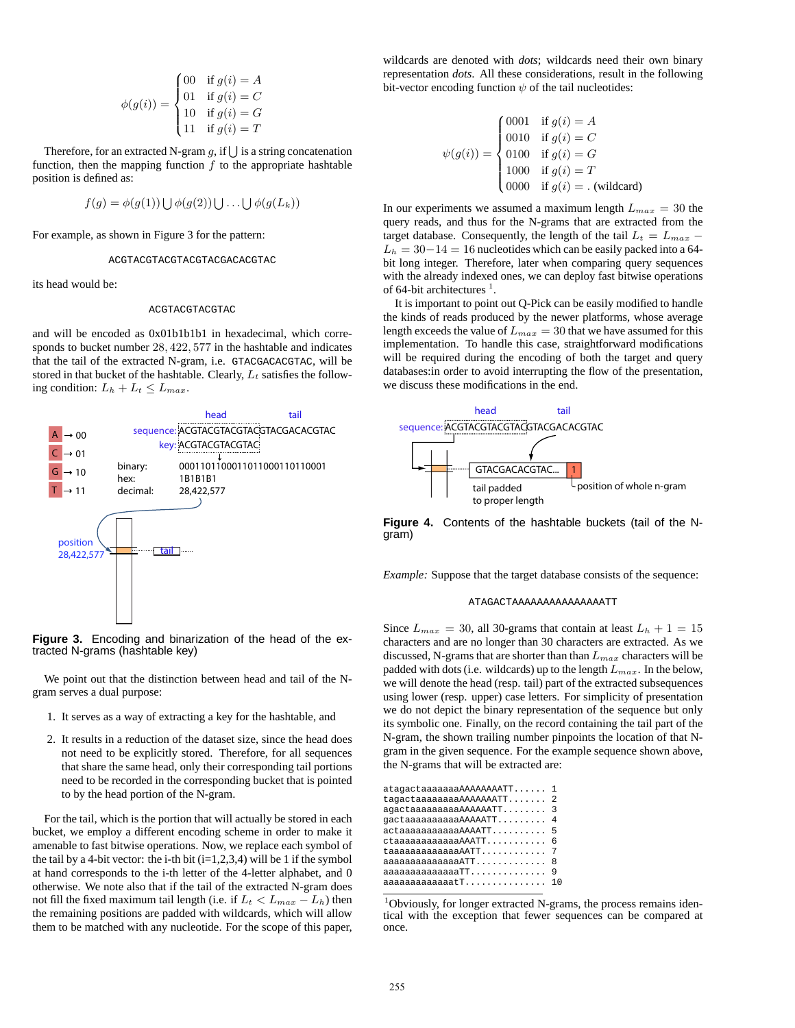$$\phi(g(i)) = \begin{cases} 00 & \text{if } g(i) = A \\ 01 & \text{if } g(i) = C \\ 10 & \text{if } g(i) = G \\ 11 & \text{if } g(i) = T \end{cases}$$

Therefore, for an extracted N-gram $g$, if $\bigcup$ is a string concatenation function, then the mapping function $f$ to the appropriate hashtable position is defined as:

$$f(g) = \phi(g(1)) \bigcup \phi(g(2)) \bigcup \ldots \bigcup \phi(g(L_k))$$

For example, as shown in Figure 3 for the pattern:

```
ACGTACGTACGTACGTACGACACGTAC
```

its head would be:

```
ACGTACGTACGTAC
```

and will be encoded as 0x01b1b1b1 in hexadecimal, which corresponds to bucket number $28,422,577$ in the hashtable and indicates that the tail of the extracted N-gram, i.e. GTACGACACGTAC, will be stored in that bucket of the hashtable. Clearly, $L_t$ satisfies the following condition: $L_h + L_t \leq L_{max}$.

**Figure 3.** Encoding and binarization of the head of the extracted N-grams (hashtable key)

We point out that the distinction between head and tail of the N-gram serves a dual purpose:

1. It serves as a way of extracting a key for the hashtable, and
2. It results in a reduction of the dataset size, since the head does not need to be explicitly stored. Therefore, for all sequences that share the same head, only their corresponding tail portions need to be recorded in the corresponding bucket that is pointed to by the head portion of the N-gram.

For the tail, which is the portion that will actually be stored in each bucket, we employ a different encoding scheme in order to make it amenable to fast bitwise operations. Now, we replace each symbol of the tail by a 4-bit vector: the i-th bit (i=1,2,3,4) will be 1 if the symbol at hand corresponds to the i-th letter of the 4-letter alphabet, and 0 otherwise. We note also that if the tail of the extracted N-gram does not fill the fixed maximum tail length (i.e. if $L_t < L_{max} - L_h$) then the remaining positions are padded with wildcards, which will allow them to be matched with any nucleotide. For the scope of this paper, wildcards are denoted with *dots*; wildcards need their own binary representation *dots*. All these considerations, result in the following bit-vector encoding function $\psi$ of the tail nucleotides:

$$\psi(g(i)) = \begin{cases} 0001 & \text{if } g(i) = A \\ 0010 & \text{if } g(i) = C \\ 0100 & \text{if } g(i) = G \\ 1000 & \text{if } g(i) = T \\ 0000 & \text{if } g(i) = . \text{ (wildcard)} \end{cases}$$

In our experiments we assumed a maximum length $L_{max} = 30$ the query reads, and thus for the N-grams that are extracted from the target database. Consequently, the length of the tail $L_t = L_{max} - L_h = 30 - 14 = 16$ nucleotides which can be easily packed into a 64-bit long integer. Therefore, later when comparing query sequences with the already indexed ones, we can deploy fast bitwise operations of 64-bit architectures [1].

It is important to point out Q-Pick can be easily modified to handle the kinds of reads produced by the newer platforms, whose average length exceeds the value of $L_{max} = 30$ that we have assumed for this implementation. To handle this case, straightforward modifications will be required during the encoding of both the target and query databases:in order to avoid interrupting the flow of the presentation, we discuss these modifications in the end.

**Figure 4.** Contents of the hashtable buckets (tail of the N-gram)

*Example:* Suppose that the target database consists of the sequence:

```
ATAGACTAAAAAAAAAAAAAAATT
```

Since $L_{max} = 30$, all 30-grams that contain at least $L_h + 1 = 15$ characters and are no longer than 30 characters are extracted. As we discussed, N-grams that are shorter than than $L_{max}$ characters will be padded with dots (i.e. wildcards) up to the length $L_{max}$. In the below, we will denote the head (resp. tail) part of the extracted subsequences using lower (resp. upper) case letters. For simplicity of presentation we do not depict the binary representation of the sequence but only its symbolic one. Finally, on the record containing the tail part of the N-gram, the shown trailing number pinpoints the location of that N-gram in the given sequence. For the example sequence shown above, the N-grams that will be extracted are:

```
atagactaaaaaaaAAAAAAAATT...... 1
tagactaaaaaaaaAAAAAAATT....... 2
agactaaaaaaaaaAAAAAATT........ 3
gactaaaaaaaaaaAAAAATT......... 4
actaaaaaaaaaaaAAAATT.......... 5
ctaaaaaaaaaaaaAAATT........... 6
taaaaaaaaaaaaaAATT............ 7
aaaaaaaaaaaaaaATT............. 8
aaaaaaaaaaaaaaTT.............. 9
aaaaaaaaaaaaatT............... 10
```

[1] Obviously, for longer extracted N-grams, the process remains identical with the exception that fewer sequences can be compared at once.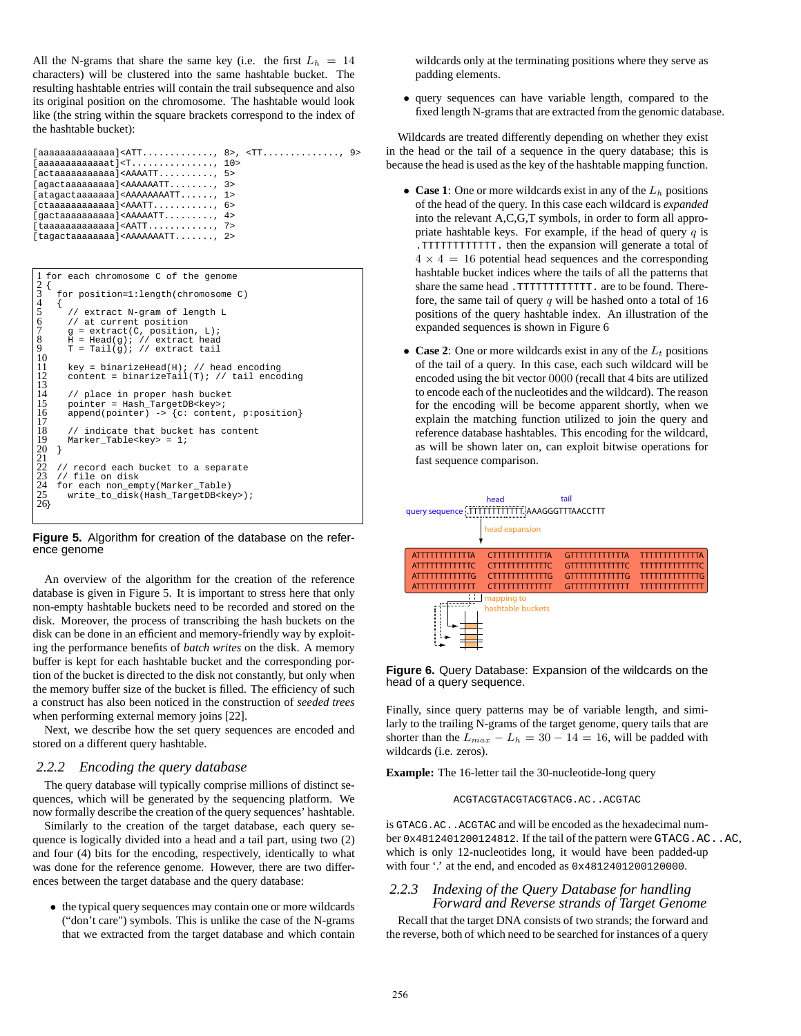All the N-grams that share the same key (i.e. the first $L_h = 14$ characters) will be clustered into the same hashtable bucket. The resulting hashtable entries will contain the trail subsequence and also its original position on the chromosome. The hashtable would look like (the string within the square brackets correspond to the index of the hashtable bucket):

```
[aaaaaaaaaaaaaa]<ATT.............., 8>, <TT..............., 9>
[aaaaaaaaaaaaat]<T................, 10>
[actaaaaaaaaaaa]<AAAATT..........., 5>
[agactaaaaaaaaa]<AAAAAATT........., 3>
[atagactaaaaaaa]<AAAAAAAATT......., 1>
[ctaaaaaaaaaaaa]<AAATT............, 6>
[gactaaaaaaaaaa]<AAAAATT.........., 4>
[taaaaaaaaaaaaa]<AATT............., 7>
[tagactaaaaaaaa]<AAAAAAATT........, 2>
```

```
1 for each chromosome C of the genome
2 {
3   for position=1:length(chromosome C)
4   {
5     // extract N-gram of length L
6     // at current position
7     g = extract(C, position, L);
8     H = Head(g); // extract head
9     T = Tail(g); // extract tail
10
11    key = binarizeHead(H); // head encoding
12    content = binarizeTail(T); // tail encoding
13
14    // place in proper hash bucket
15    pointer = Hash_TargetDB<key>;
16    append(pointer) -> {c: content, p:position}
17
18    // indicate that bucket has content
19    Marker_Table<key> = 1;
20  }
21
22  // record each bucket to a separate
23  // file on disk
24  for each non_empty(Marker_Table)
25    write_to_disk(Hash_TargetDB<key>);
26}
```

**Figure 5.** Algorithm for creation of the database on the reference genome

An overview of the algorithm for the creation of the reference database is given in Figure 5. It is important to stress here that only non-empty hashtable buckets need to be recorded and stored on the disk. Moreover, the process of transcribing the hash buckets on the disk can be done in an efficient and memory-friendly way by exploiting the performance benefits of *batch writes* on the disk. A memory buffer is kept for each hashtable bucket and the corresponding portion of the bucket is directed to the disk not constantly, but only when the memory buffer size of the bucket is filled. The efficiency of such a construct has also been noticed in the construction of *seeded trees* when performing external memory joins [22].

Next, we describe how the set query sequences are encoded and stored on a different query hashtable.

### 2.2.2 Encoding the query database

The query database will typically comprise millions of distinct sequences, which will be generated by the sequencing platform. We now formally describe the creation of the query sequences' hashtable.

Similarly to the creation of the target database, each query sequence is logically divided into a head and a tail part, using two (2) and four (4) bits for the encoding, respectively, identically to what was done for the reference genome. However, there are two differences between the target database and the query database:

- the typical query sequences may contain one or more wildcards ("don't care") symbols. This is unlike the case of the N-grams that we extracted from the target database and which contain wildcards only at the terminating positions where they serve as padding elements.
- query sequences can have variable length, compared to the fixed length N-grams that are extracted from the genomic database.

Wildcards are treated differently depending on whether they exist in the head or the tail of a sequence in the query database; this is because the head is used as the key of the hashtable mapping function.

- **Case 1**: One or more wildcards exist in any of the $L_h$ positions of the head of the query. In this case each wildcard is *expanded* into the relevant A,C,G,T symbols, in order to form all appropriate hashtable keys. For example, if the head of query $q$ is `.TTTTTTTTTTTT.` then the expansion will generate a total of $4 \times 4 = 16$ potential head sequences and the corresponding hashtable bucket indices where the tails of all the patterns that share the same head `.TTTTTTTTTTTT.` are to be found. Therefore, the same tail of query $q$ will be hashed onto a total of 16 positions of the query hashtable index. An illustration of the expanded sequences is shown in Figure 6
- **Case 2**: One or more wildcards exist in any of the $L_t$ positions of the tail of a query. In this case, each such wildcard will be encoded using the bit vector 0000 (recall that 4 bits are utilized to encode each of the nucleotides and the wildcard). The reason for the encoding will be become apparent shortly, when we explain the matching function utilized to join the query and reference database hashtables. This encoding for the wildcard, as will be shown later on, can exploit bitwise operations for fast sequence comparison.

**Figure 6.** Query Database: Expansion of the wildcards on the head of a query sequence.

Finally, since query patterns may be of variable length, and similarly to the trailing N-grams of the target genome, query tails that are shorter than the $L_{max} - L_h = 30 - 14 = 16$, will be padded with wildcards (i.e. zeros).

**Example:** The 16-letter tail the 30-nucleotide-long query

`ACGTACGTACGTACGTACG.AC..ACGTAC`

is `GTACG.AC..ACGTAC` and will be encoded as the hexadecimal number `0x4812401200124812`. If the tail of the pattern were `GTACG.AC..AC`, which is only 12-nucleotides long, it would have been padded-up with four '.' at the end, and encoded as `0x4812401200120000`.

### 2.2.3 Indexing of the Query Database for handling Forward and Reverse strands of Target Genome

Recall that the target DNA consists of two strands; the forward and the reverse, both of which need to be searched for instances of a query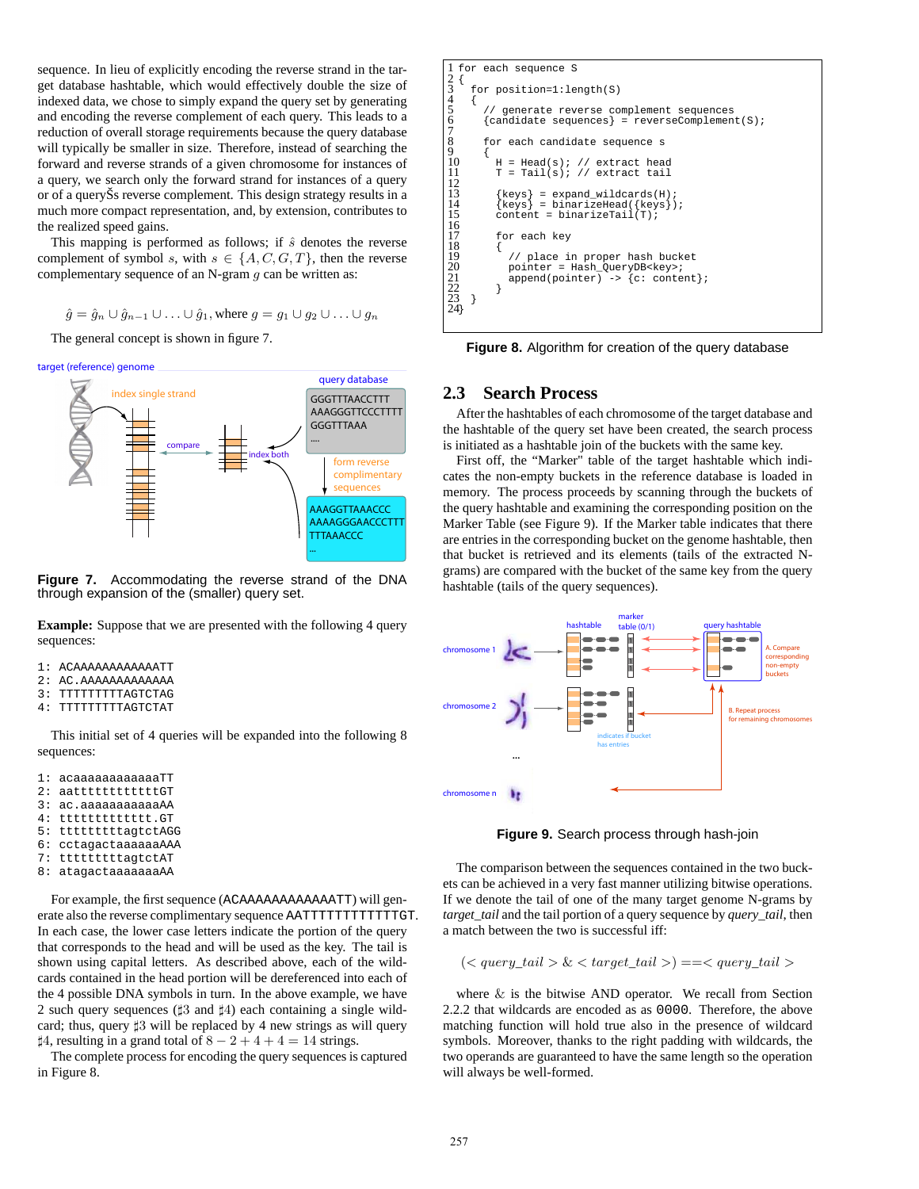sequence. In lieu of explicitly encoding the reverse strand in the target database hashtable, which would effectively double the size of indexed data, we chose to simply expand the query set by generating and encoding the reverse complement of each query. This leads to a reduction of overall storage requirements because the query database will typically be smaller in size. Therefore, instead of searching the forward and reverse strands of a given chromosome for instances of a query, we search only the forward strand for instances of a query or of a queryŠs reverse complement. This design strategy results in a much more compact representation, and, by extension, contributes to the realized speed gains.

This mapping is performed as follows; if $\hat{s}$ denotes the reverse complement of symbol $s$, with $s \in \{A, C, G, T\}$, then the reverse complementary sequence of an N-gram $g$ can be written as:

$$\hat{g} = \hat{g}_n \cup \hat{g}_{n-1} \cup \ldots \cup \hat{g}_1, \text{where } g = g_1 \cup g_2 \cup \ldots \cup g_n$$

The general concept is shown in figure 7.

**Figure 7.** Accommodating the reverse strand of the DNA through expansion of the (smaller) query set.

**Example:** Suppose that we are presented with the following 4 query sequences:

```
1: ACAAAAAAAAAAAATT
2: AC.AAAAAAAAAAAAA
3: TTTTTTTTTTAGTCTAG
4: TTTTTTTTTAGTCTAT
```

This initial set of 4 queries will be expanded into the following 8 sequences:

```
1: acaaaaaaaaaaaaTT
2: aatttttttttttGT
3: ac.aaaaaaaaaaAA
4: tttttttttttt.GT
5: ttttttttagtctAGG
6: cctagactaaaaaaAAA
7: tttttttttagtctAT
8: atagactaaaaaaaAA
```

For example, the first sequence (ACAAAAAAAAAAAATT) will generate also the reverse complimentary sequence AATTTTTTTTTTTTGT. In each case, the lower case letters indicate the portion of the query that corresponds to the head and will be used as the key. The tail is shown using capital letters. As described above, each of the wildcards contained in the head portion will be dereferenced into each of the 4 possible DNA symbols in turn. In the above example, we have 2 such query sequences (♯3 and ♯4) each containing a single wildcard; thus, query ♯3 will be replaced by 4 new strings as will query ♯4, resulting in a grand total of $8 - 2 + 4 + 4 = 14$ strings.

The complete process for encoding the query sequences is captured in Figure 8.

```
1 for each sequence S
2 {
3   for position=1:length(S)
4   {
5     // generate reverse complement sequences
6     {candidate sequences} = reverseComplement(S);
7
8     for each candidate sequence s
9     {
10      H = Head(s); // extract head
11      T = Tail(s); // extract tail
12
13      {keys} = expand_wildcards(H);
14      {keys} = binarizeHead({keys});
15      content = binarizeTail(T);
16
17      for each key
18      {
19        // place in proper hash bucket
20        pointer = Hash_QueryDB<key>;
21        append(pointer) -> {c: content};
22      }
23  }
24}
```

**Figure 8.** Algorithm for creation of the query database

## 2.3 Search Process

After the hashtables of each chromosome of the target database and the hashtable of the query set have been created, the search process is initiated as a hashtable join of the buckets with the same key.

First off, the "Marker" table of the target hashtable which indicates the non-empty buckets in the reference database is loaded in memory. The process proceeds by scanning through the buckets of the query hashtable and examining the corresponding position on the Marker Table (see Figure 9). If the Marker table indicates that there are entries in the corresponding bucket on the genome hashtable, then that bucket is retrieved and its elements (tails of the extracted N-grams) are compared with the bucket of the same key from the query hashtable (tails of the query sequences).

**Figure 9.** Search process through hash-join

The comparison between the sequences contained in the two buckets can be achieved in a very fast manner utilizing bitwise operations. If we denote the tail of one of the many target genome N-grams by *target_tail* and the tail portion of a query sequence by *query_tail*, then a match between the two is successful iff:

$$(< query\_tail > \& < target\_tail >) == < query\_tail >$$

where & is the bitwise AND operator. We recall from Section 2.2.2 that wildcards are encoded as as 0000. Therefore, the above matching function will hold true also in the presence of wildcard symbols. Moreover, thanks to the right padding with wildcards, the two operands are guaranteed to have the same length so the operation will always be well-formed.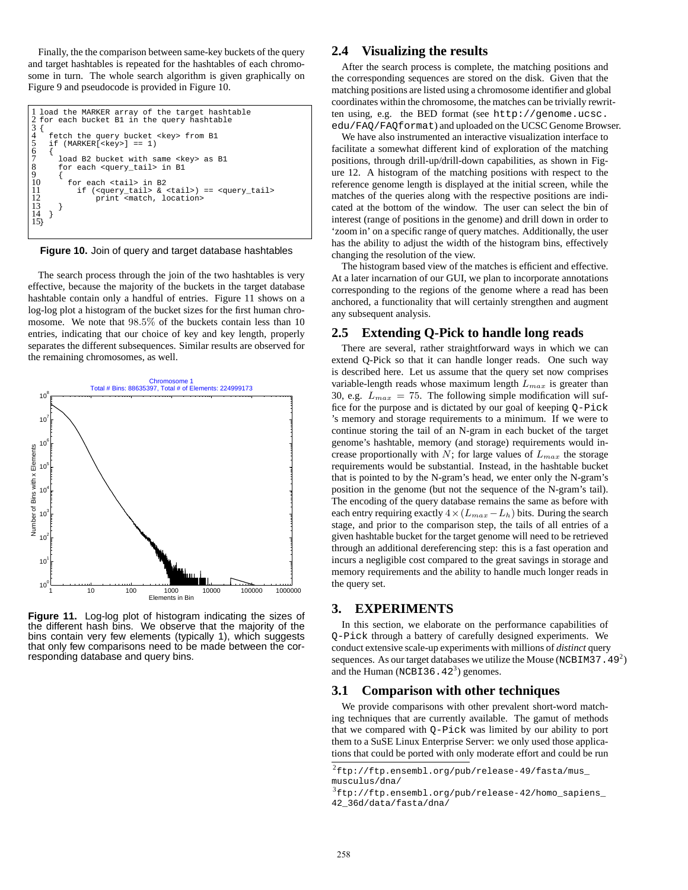Finally, the the comparison between same-key buckets of the query and target hashtables is repeated for the hashtables of each chromosome in turn. The whole search algorithm is given graphically on Figure 9 and pseudocode is provided in Figure 10.

```
1 load the MARKER array of the target hashtable
2 for each bucket B1 in the query hashtable
3 {
4   fetch the query bucket <key> from B1
5   if (MARKER[<key>] == 1)
6   {
7     load B2 bucket with same <key> as B1
8     for each <query_tail> in B1
9     {
10      for each <tail> in B2
11        if (<query_tail> & <tail>) == <query_tail>
12            print <match, location>
13    }
14  }
15}
```

**Figure 10.** Join of query and target database hashtables

The search process through the join of the two hashtables is very effective, because the majority of the buckets in the target database hashtable contain only a handful of entries. Figure 11 shows on a log-log plot a histogram of the bucket sizes for the first human chromosome. We note that $98.5\%$ of the buckets contain less than 10 entries, indicating that our choice of key and key length, properly separates the different subsequences. Similar results are observed for the remaining chromosomes, as well.

**Figure 11.** Log-log plot of histogram indicating the sizes of the different hash bins. We observe that the majority of the bins contain very few elements (typically 1), which suggests that only few comparisons need to be made between the corresponding database and query bins.

## 2.4 Visualizing the results

After the search process is complete, the matching positions and the corresponding sequences are stored on the disk. Given that the matching positions are listed using a chromosome identifier and global coordinates within the chromosome, the matches can be trivially rewritten using, e.g. the BED format (see `http://genome.ucsc.edu/FAQ/FAQformat`) and uploaded on the UCSC Genome Browser.

We have also instrumented an interactive visualization interface to facilitate a somewhat different kind of exploration of the matching positions, through drill-up/drill-down capabilities, as shown in Figure 12. A histogram of the matching positions with respect to the reference genome length is displayed at the initial screen, while the matches of the queries along with the respective positions are indicated at the bottom of the window. The user can select the bin of interest (range of positions in the genome) and drill down in order to 'zoom in' on a specific range of query matches. Additionally, the user has the ability to adjust the width of the histogram bins, effectively changing the resolution of the view.

The histogram based view of the matches is efficient and effective. At a later incarnation of our GUI, we plan to incorporate annotations corresponding to the regions of the genome where a read has been anchored, a functionality that will certainly strengthen and augment any subsequent analysis.

## 2.5 Extending Q-Pick to handle long reads

There are several, rather straightforward ways in which we can extend Q-Pick so that it can handle longer reads. One such way is described here. Let us assume that the query set now comprises variable-length reads whose maximum length $L_{max}$ is greater than 30, e.g. $L_{max} = 75$. The following simple modification will suffice for the purpose and is dictated by our goal of keeping `Q-Pick` 's memory and storage requirements to a minimum. If we were to continue storing the tail of an N-gram in each bucket of the target genome's hashtable, memory (and storage) requirements would increase proportionally with $N$; for large values of $L_{max}$ the storage requirements would be substantial. Instead, in the hashtable bucket that is pointed to by the N-gram's head, we enter only the N-gram's position in the genome (but not the sequence of the N-gram's tail). The encoding of the query database remains the same as before with each entry requiring exactly $4 \times (L_{max} - L_h)$ bits. During the search stage, and prior to the comparison step, the tails of all entries of a given hashtable bucket for the target genome will need to be retrieved through an additional dereferencing step: this is a fast operation and incurs a negligible cost compared to the great savings in storage and memory requirements and the ability to handle much longer reads in the query set.

# 3. EXPERIMENTS

In this section, we elaborate on the performance capabilities of `Q-Pick` through a battery of carefully designed experiments. We conduct extensive scale-up experiments with millions of *distinct* query sequences. As our target databases we utilize the Mouse (`NCBIM37.49`[2]) and the Human (`NCBI36.42`[3]) genomes.

## 3.1 Comparison with other techniques

We provide comparisons with other prevalent short-word matching techniques that are currently available. The gamut of methods that we compared with `Q-Pick` was limited by our ability to port them to a SuSE Linux Enterprise Server: we only used those applications that could be ported with only moderate effort and could be run

[2] `ftp://ftp.ensembl.org/pub/release-49/fasta/mus_musculus/dna/`

[3] `ftp://ftp.ensembl.org/pub/release-42/homo_sapiens_42_36d/data/fasta/dna/`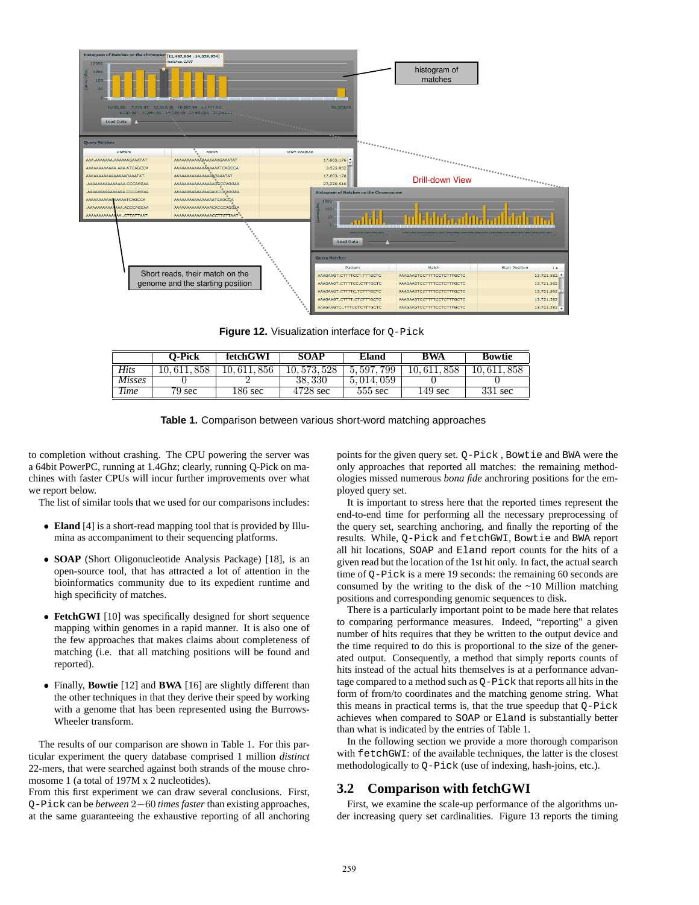**Figure 12.** Visualization interface for Q-Pick

| | Q-Pick | fetchGWI | SOAP | Eland | BWA | Bowtie |
|---|---|---|---|---|---|---|
| *Hits* | 10,611,858 | 10,611,856 | 10,573,528 | 5,597,799 | 10,611,858 | 10,611,858 |
| *Misses* | 0 | 2 | 38,330 | 5,014,059 | 0 | 0 |
| *Time* | 79 sec | 186 sec | 4728 sec | 555 sec | 149 sec | 331 sec |

**Table 1.** Comparison between various short-word matching approaches

to completion without crashing. The CPU powering the server was a 64bit PowerPC, running at 1.4Ghz; clearly, running Q-Pick on machines with faster CPUs will incur further improvements over what we report below.

The list of similar tools that we used for our comparisons includes:

- **Eland** [4] is a short-read mapping tool that is provided by Illumina as accompaniment to their sequencing platforms.
- **SOAP** (Short Oligonucleotide Analysis Package) [18], is an open-source tool, that has attracted a lot of attention in the bioinformatics community due to its expedient runtime and high specificity of matches.
- **FetchGWI** [10] was specifically designed for short sequence mapping within genomes in a rapid manner. It is also one of the few approaches that makes claims about completeness of matching (i.e. that all matching positions will be found and reported).
- Finally, **Bowtie** [12] and **BWA** [16] are slightly different than the other techniques in that they derive their speed by working with a genome that has been represented using the Burrows-Wheeler transform.

The results of our comparison are shown in Table 1. For this particular experiment the query database comprised 1 million *distinct* 22-mers, that were searched against both strands of the mouse chromosome 1 (a total of 197M x 2 nucleotides).

From this first experiment we can draw several conclusions. First, Q-Pick can be *between* $2-60$ *times faster* than existing approaches, at the same guaranteeing the exhaustive reporting of all anchoring points for the given query set. Q-Pick , Bowtie and BWA were the only approaches that reported all matches: the remaining methodologies missed numerous *bona fide* anchroring positions for the employed query set.

It is important to stress here that the reported times represent the end-to-end time for performing all the necessary preprocessing of the query set, searching anchoring, and finally the reporting of the results. While, Q-Pick and fetchGWI, Bowtie and BWA report all hit locations, SOAP and Eland report counts for the hits of a given read but the location of the 1st hit only. In fact, the actual search time of Q-Pick is a mere 19 seconds: the remaining 60 seconds are consumed by the writing to the disk of the ~10 Million matching positions and corresponding genomic sequences to disk.

There is a particularly important point to be made here that relates to comparing performance measures. Indeed, "reporting" a given number of hits requires that they be written to the output device and the time required to do this is proportional to the size of the generated output. Consequently, a method that simply reports counts of hits instead of the actual hits themselves is at a performance advantage compared to a method such as Q-Pick that reports all hits in the form of from/to coordinates and the matching genome string. What this means in practical terms is, that the true speedup that Q-Pick achieves when compared to SOAP or Eland is substantially better than what is indicated by the entries of Table 1.

In the following section we provide a more thorough comparison with fetchGWI: of the available techniques, the latter is the closest methodologically to Q-Pick (use of indexing, hash-joins, etc.).

## 3.2 Comparison with fetchGWI

First, we examine the scale-up performance of the algorithms under increasing query set cardinalities. Figure 13 reports the timing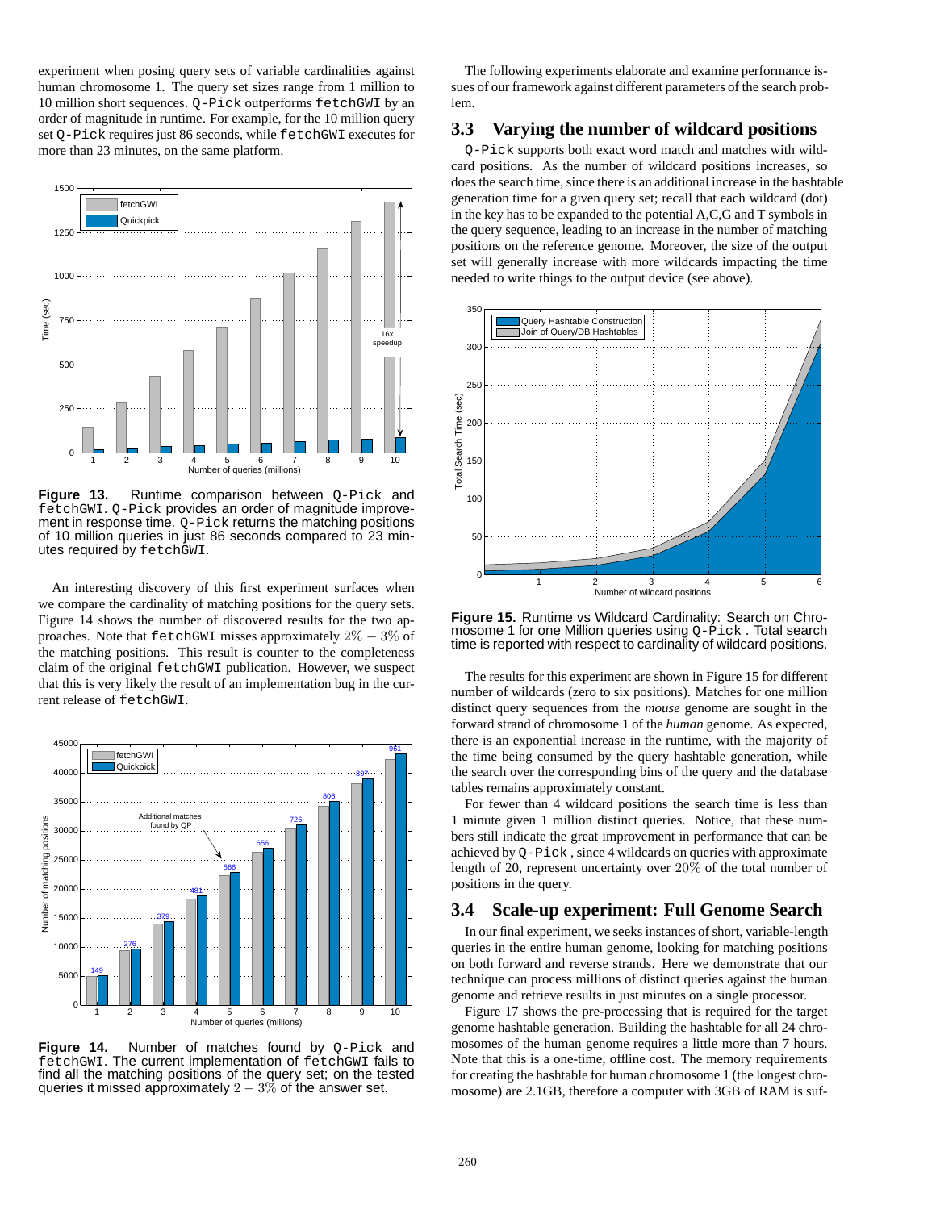experiment when posing query sets of variable cardinalities against human chromosome 1. The query set sizes range from 1 million to 10 million short sequences. `Q-Pick` outperforms `fetchGWI` by an order of magnitude in runtime. For example, for the 10 million query set `Q-Pick` requires just 86 seconds, while `fetchGWI` executes for more than 23 minutes, on the same platform.

**Figure 13.** Runtime comparison between `Q-Pick` and `fetchGWI`. `Q-Pick` provides an order of magnitude improvement in response time. `Q-Pick` returns the matching positions of 10 million queries in just 86 seconds compared to 23 minutes required by `fetchGWI`.

An interesting discovery of this first experiment surfaces when we compare the cardinality of matching positions for the query sets. Figure 14 shows the number of discovered results for the two approaches. Note that `fetchGWI` misses approximately $2\% - 3\%$ of the matching positions. This result is counter to the completeness claim of the original `fetchGWI` publication. However, we suspect that this is very likely the result of an implementation bug in the current release of `fetchGWI`.

**Figure 14.** Number of matches found by `Q-Pick` and `fetchGWI`. The current implementation of `fetchGWI` fails to find all the matching positions of the query set; on the tested queries it missed approximately $2 - 3\%$ of the answer set.

The following experiments elaborate and examine performance issues of our framework against different parameters of the search problem.

## 3.3 Varying the number of wildcard positions

`Q-Pick` supports both exact word match and matches with wildcard positions. As the number of wildcard positions increases, so does the search time, since there is an additional increase in the hashtable generation time for a given query set; recall that each wildcard (dot) in the key has to be expanded to the potential A,C,G and T symbols in the query sequence, leading to an increase in the number of matching positions on the reference genome. Moreover, the size of the output set will generally increase with more wildcards impacting the time needed to write things to the output device (see above).

**Figure 15.** Runtime vs Wildcard Cardinality: Search on Chromosome 1 for one Million queries using `Q-Pick` . Total search time is reported with respect to cardinality of wildcard positions.

The results for this experiment are shown in Figure 15 for different number of wildcards (zero to six positions). Matches for one million distinct query sequences from the *mouse* genome are sought in the forward strand of chromosome 1 of the *human* genome. As expected, there is an exponential increase in the runtime, with the majority of the time being consumed by the query hashtable generation, while the search over the corresponding bins of the query and the database tables remains approximately constant.

For fewer than 4 wildcard positions the search time is less than 1 minute given 1 million distinct queries. Notice, that these numbers still indicate the great improvement in performance that can be achieved by `Q-Pick` , since 4 wildcards on queries with approximate length of 20, represent uncertainty over $20\%$ of the total number of positions in the query.

## 3.4 Scale-up experiment: Full Genome Search

In our final experiment, we seeks instances of short, variable-length queries in the entire human genome, looking for matching positions on both forward and reverse strands. Here we demonstrate that our technique can process millions of distinct queries against the human genome and retrieve results in just minutes on a single processor.

Figure 17 shows the pre-processing that is required for the target genome hashtable generation. Building the hashtable for all 24 chromosomes of the human genome requires a little more than 7 hours. Note that this is a one-time, offline cost. The memory requirements for creating the hashtable for human chromosome 1 (the longest chromosome) are 2.1GB, therefore a computer with 3GB of RAM is suf-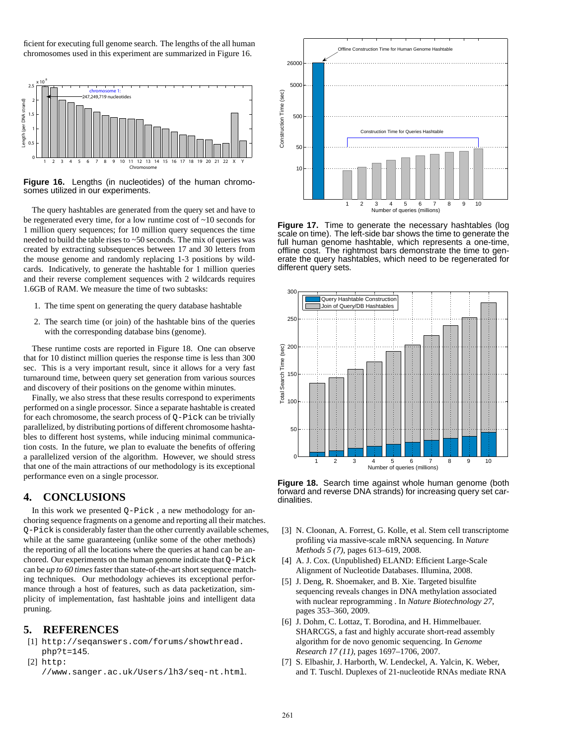ficient for executing full genome search. The lengths of the all human chromosomes used in this experiment are summarized in Figure 16.

**Figure 16.** Lengths (in nucleotides) of the human chromosomes utilized in our experiments.

The query hashtables are generated from the query set and have to be regenerated every time, for a low runtime cost of ~10 seconds for 1 million query sequences; for 10 million query sequences the time needed to build the table rises to ~50 seconds. The mix of queries was created by extracting subsequences between 17 and 30 letters from the mouse genome and randomly replacing 1-3 positions by wildcards. Indicatively, to generate the hashtable for 1 million queries and their reverse complement sequences with 2 wildcards requires 1.6GB of RAM. We measure the time of two subtasks:

1. The time spent on generating the query database hashtable
2. The search time (or join) of the hashtable bins of the queries with the corresponding database bins (genome).

These runtime costs are reported in Figure 18. One can observe that for 10 distinct million queries the response time is less than 300 sec. This is a very important result, since it allows for a very fast turnaround time, between query set generation from various sources and discovery of their positions on the genome within minutes.

Finally, we also stress that these results correspond to experiments performed on a single processor. Since a separate hashtable is created for each chromosome, the search process of Q-Pick can be trivially parallelized, by distributing portions of different chromosome hashtables to different host systems, while inducing minimal communication costs. In the future, we plan to evaluate the benefits of offering a parallelized version of the algorithm. However, we should stress that one of the main attractions of our methodology is its exceptional performance even on a single processor.

**Figure 17.** Time to generate the necessary hashtables (log scale on time). The left-side bar shows the time to generate the full human genome hashtable, which represents a one-time, offline cost. The rightmost bars demonstrate the time to generate the query hashtables, which need to be regenerated for different query sets.

**Figure 18.** Search time against whole human genome (both forward and reverse DNA strands) for increasing query set cardinalities.

## 4. CONCLUSIONS

In this work we presented Q-Pick , a new methodology for anchoring sequence fragments on a genome and reporting all their matches. Q-Pick is considerably faster than the other currently available schemes, while at the same guaranteeing (unlike some of the other methods) the reporting of all the locations where the queries at hand can be anchored. Our experiments on the human genome indicate that Q-Pick can be *up to 60 times* faster than state-of-the-art short sequence matching techniques. Our methodology achieves its exceptional performance through a host of features, such as data packetization, simplicity of implementation, fast hashtable joins and intelligent data pruning.

## 5. REFERENCES

[1] http://seqanswers.com/forums/showthread.php?t=145.

[2] http://www.sanger.ac.uk/Users/lh3/seq-nt.html.

[3] N. Cloonan, A. Forrest, G. Kolle, et al. Stem cell transcriptome profiling via massive-scale mRNA sequencing. In *Nature Methods 5 (7)*, pages 613–619, 2008.

[4] A. J. Cox. (Unpublished) ELAND: Efficient Large-Scale Alignment of Nucleotide Databases. Illumina, 2008.

[5] J. Deng, R. Shoemaker, and B. Xie. Targeted bisulfite sequencing reveals changes in DNA methylation associated with nuclear reprogramming . In *Nature Biotechnology 27*, pages 353–360, 2009.

[6] J. Dohm, C. Lottaz, T. Borodina, and H. Himmelbauer. SHARCGS, a fast and highly accurate short-read assembly algorithm for de novo genomic sequencing. In *Genome Research 17 (11)*, pages 1697–1706, 2007.

[7] S. Elbashir, J. Harborth, W. Lendeckel, A. Yalcin, K. Weber, and T. Tuschl. Duplexes of 21-nucleotide RNAs mediate RNA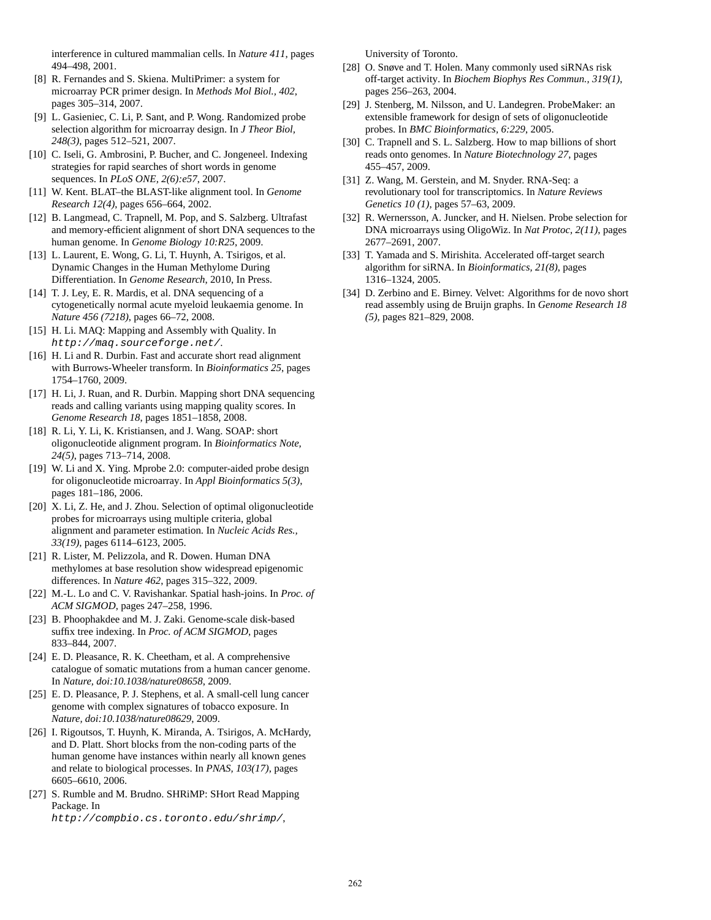interference in cultured mammalian cells. In *Nature 411*, pages 494–498, 2001.

[8] R. Fernandes and S. Skiena. MultiPrimer: a system for microarray PCR primer design. In *Methods Mol Biol., 402*, pages 305–314, 2007.

[9] L. Gasieniec, C. Li, P. Sant, and P. Wong. Randomized probe selection algorithm for microarray design. In *J Theor Biol, 248(3)*, pages 512–521, 2007.

[10] C. Iseli, G. Ambrosini, P. Bucher, and C. Jongeneel. Indexing strategies for rapid searches of short words in genome sequences. In *PLoS ONE, 2(6):e57*, 2007.

[11] W. Kent. BLAT–the BLAST-like alignment tool. In *Genome Research 12(4)*, pages 656–664, 2002.

[12] B. Langmead, C. Trapnell, M. Pop, and S. Salzberg. Ultrafast and memory-efficient alignment of short DNA sequences to the human genome. In *Genome Biology 10:R25*, 2009.

[13] L. Laurent, E. Wong, G. Li, T. Huynh, A. Tsirigos, et al. Dynamic Changes in the Human Methylome During Differentiation. In *Genome Research*, 2010, In Press.

[14] T. J. Ley, E. R. Mardis, et al. DNA sequencing of a cytogenetically normal acute myeloid leukaemia genome. In *Nature 456 (7218)*, pages 66–72, 2008.

[15] H. Li. MAQ: Mapping and Assembly with Quality. In `http://maq.sourceforge.net/`.

[16] H. Li and R. Durbin. Fast and accurate short read alignment with Burrows-Wheeler transform. In *Bioinformatics 25*, pages 1754–1760, 2009.

[17] H. Li, J. Ruan, and R. Durbin. Mapping short DNA sequencing reads and calling variants using mapping quality scores. In *Genome Research 18*, pages 1851–1858, 2008.

[18] R. Li, Y. Li, K. Kristiansen, and J. Wang. SOAP: short oligonucleotide alignment program. In *Bioinformatics Note, 24(5)*, pages 713–714, 2008.

[19] W. Li and X. Ying. Mprobe 2.0: computer-aided probe design for oligonucleotide microarray. In *Appl Bioinformatics 5(3)*, pages 181–186, 2006.

[20] X. Li, Z. He, and J. Zhou. Selection of optimal oligonucleotide probes for microarrays using multiple criteria, global alignment and parameter estimation. In *Nucleic Acids Res., 33(19)*, pages 6114–6123, 2005.

[21] R. Lister, M. Pelizzola, and R. Dowen. Human DNA methylomes at base resolution show widespread epigenomic differences. In *Nature 462*, pages 315–322, 2009.

[22] M.-L. Lo and C. V. Ravishankar. Spatial hash-joins. In *Proc. of ACM SIGMOD*, pages 247–258, 1996.

[23] B. Phoophakdee and M. J. Zaki. Genome-scale disk-based suffix tree indexing. In *Proc. of ACM SIGMOD*, pages 833–844, 2007.

[24] E. D. Pleasance, R. K. Cheetham, et al. A comprehensive catalogue of somatic mutations from a human cancer genome. In *Nature, doi:10.1038/nature08658*, 2009.

[25] E. D. Pleasance, P. J. Stephens, et al. A small-cell lung cancer genome with complex signatures of tobacco exposure. In *Nature, doi:10.1038/nature08629*, 2009.

[26] I. Rigoutsos, T. Huynh, K. Miranda, A. Tsirigos, A. McHardy, and D. Platt. Short blocks from the non-coding parts of the human genome have instances within nearly all known genes and relate to biological processes. In *PNAS, 103(17)*, pages 6605–6610, 2006.

[27] S. Rumble and M. Brudno. SHRiMP: SHort Read Mapping Package. In `http://compbio.cs.toronto.edu/shrimp/`, University of Toronto.

[28] O. Snøve and T. Holen. Many commonly used siRNAs risk off-target activity. In *Biochem Biophys Res Commun., 319(1)*, pages 256–263, 2004.

[29] J. Stenberg, M. Nilsson, and U. Landegren. ProbeMaker: an extensible framework for design of sets of oligonucleotide probes. In *BMC Bioinformatics, 6:229*, 2005.

[30] C. Trapnell and S. L. Salzberg. How to map billions of short reads onto genomes. In *Nature Biotechnology 27*, pages 455–457, 2009.

[31] Z. Wang, M. Gerstein, and M. Snyder. RNA-Seq: a revolutionary tool for transcriptomics. In *Nature Reviews Genetics 10 (1)*, pages 57–63, 2009.

[32] R. Wernersson, A. Juncker, and H. Nielsen. Probe selection for DNA microarrays using OligoWiz. In *Nat Protoc, 2(11)*, pages 2677–2691, 2007.

[33] T. Yamada and S. Mirishita. Accelerated off-target search algorithm for siRNA. In *Bioinformatics, 21(8)*, pages 1316–1324, 2005.

[34] D. Zerbino and E. Birney. Velvet: Algorithms for de novo short read assembly using de Bruijn graphs. In *Genome Research 18 (5)*, pages 821–829, 2008.